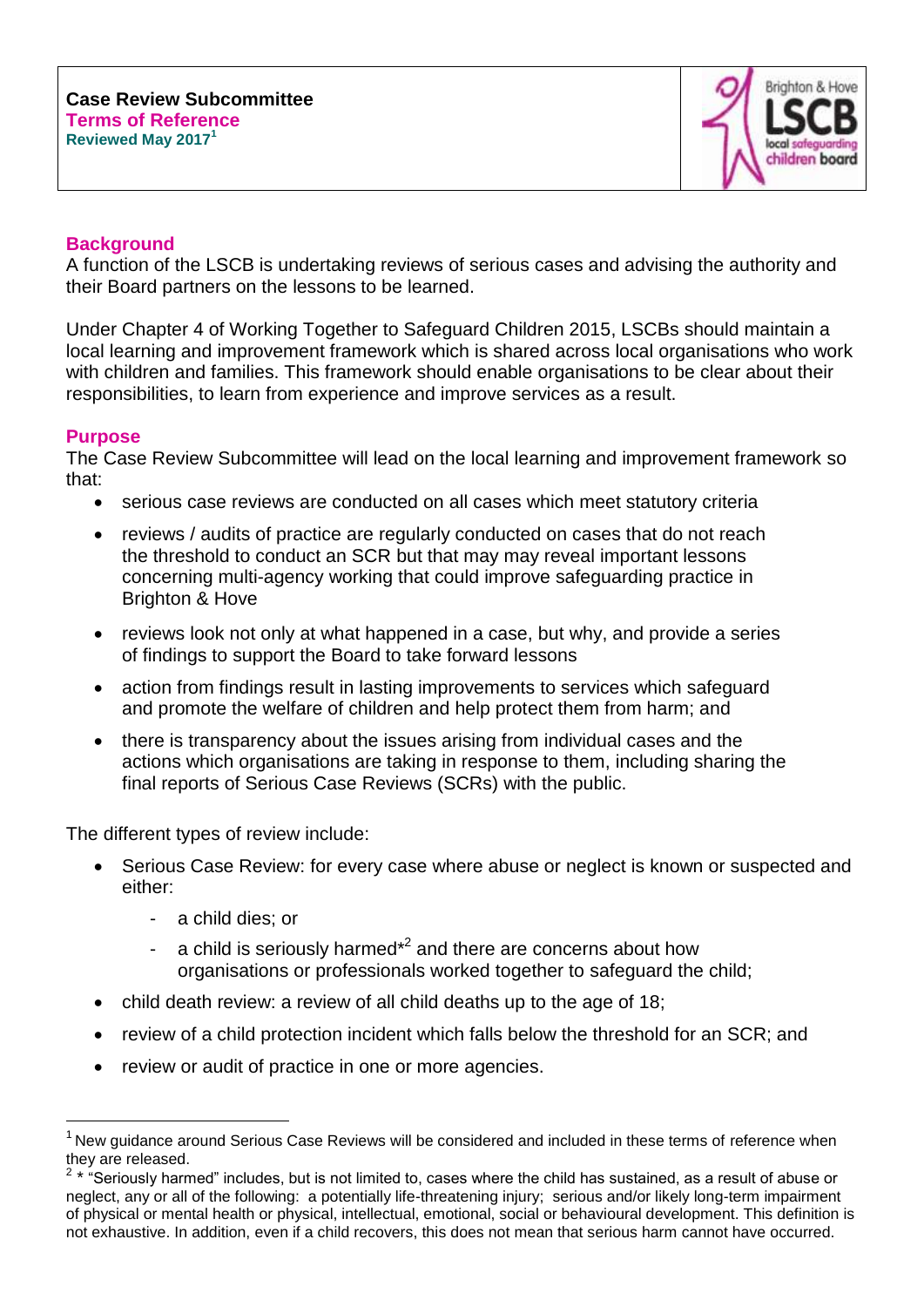**Case Review Subcommittee**
**Terms of Reference**
**Reviewed May 2017**[1]

## Background

A function of the LSCB is undertaking reviews of serious cases and advising the authority and their Board partners on the lessons to be learned.

Under Chapter 4 of Working Together to Safeguard Children 2015, LSCBs should maintain a local learning and improvement framework which is shared across local organisations who work with children and families. This framework should enable organisations to be clear about their responsibilities, to learn from experience and improve services as a result.

## Purpose

The Case Review Subcommittee will lead on the local learning and improvement framework so that:

- serious case reviews are conducted on all cases which meet statutory criteria
- reviews / audits of practice are regularly conducted on cases that do not reach the threshold to conduct an SCR but that may may reveal important lessons concerning multi-agency working that could improve safeguarding practice in Brighton & Hove
- reviews look not only at what happened in a case, but why, and provide a series of findings to support the Board to take forward lessons
- action from findings result in lasting improvements to services which safeguard and promote the welfare of children and help protect them from harm; and
- there is transparency about the issues arising from individual cases and the actions which organisations are taking in response to them, including sharing the final reports of Serious Case Reviews (SCRs) with the public.

The different types of review include:

- Serious Case Review: for every case where abuse or neglect is known or suspected and either:
  - a child dies; or
  - a child is seriously harmed*[2] and there are concerns about how organisations or professionals worked together to safeguard the child;
- child death review: a review of all child deaths up to the age of 18;
- review of a child protection incident which falls below the threshold for an SCR; and
- review or audit of practice in one or more agencies.

---

[1] New guidance around Serious Case Reviews will be considered and included in these terms of reference when they are released.

[2] * "Seriously harmed" includes, but is not limited to, cases where the child has sustained, as a result of abuse or neglect, any or all of the following: a potentially life-threatening injury; serious and/or likely long-term impairment of physical or mental health or physical, intellectual, emotional, social or behavioural development. This definition is not exhaustive. In addition, even if a child recovers, this does not mean that serious harm cannot have occurred.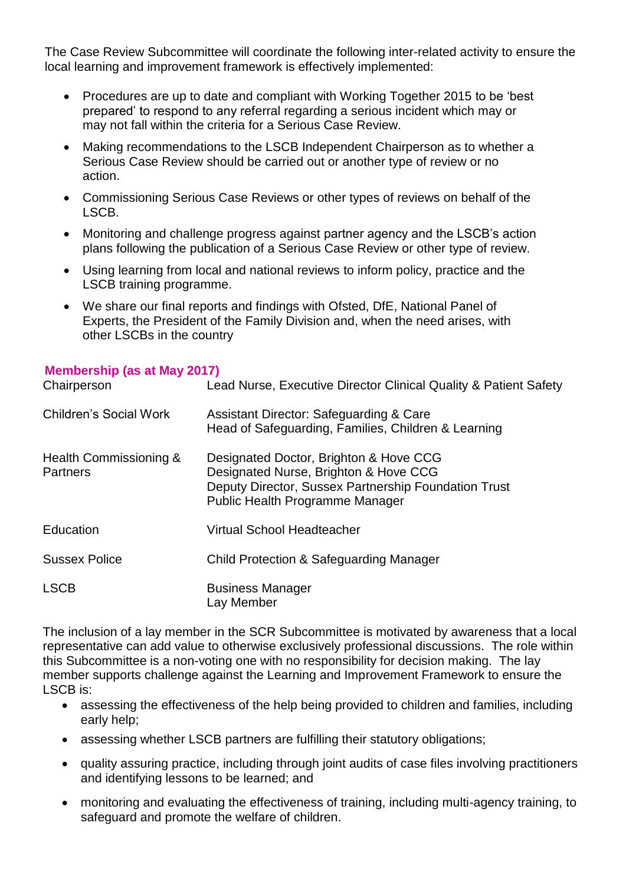The Case Review Subcommittee will coordinate the following inter-related activity to ensure the local learning and improvement framework is effectively implemented:

- Procedures are up to date and compliant with Working Together 2015 to be 'best prepared' to respond to any referral regarding a serious incident which may or may not fall within the criteria for a Serious Case Review.
- Making recommendations to the LSCB Independent Chairperson as to whether a Serious Case Review should be carried out or another type of review or no action.
- Commissioning Serious Case Reviews or other types of reviews on behalf of the LSCB.
- Monitoring and challenge progress against partner agency and the LSCB's action plans following the publication of a Serious Case Review or other type of review.
- Using learning from local and national reviews to inform policy, practice and the LSCB training programme.
- We share our final reports and findings with Ofsted, DfE, National Panel of Experts, the President of the Family Division and, when the need arises, with other LSCBs in the country

**Membership (as at May 2017)**

| | |
|---|---|
| Chairperson | Lead Nurse, Executive Director Clinical Quality & Patient Safety |
| Children's Social Work | Assistant Director: Safeguarding & Care<br>Head of Safeguarding, Families, Children & Learning |
| Health Commissioning & Partners | Designated Doctor, Brighton & Hove CCG<br>Designated Nurse, Brighton & Hove CCG<br>Deputy Director, Sussex Partnership Foundation Trust<br>Public Health Programme Manager |
| Education | Virtual School Headteacher |
| Sussex Police | Child Protection & Safeguarding Manager |
| LSCB | Business Manager<br>Lay Member |

The inclusion of a lay member in the SCR Subcommittee is motivated by awareness that a local representative can add value to otherwise exclusively professional discussions. The role within this Subcommittee is a non-voting one with no responsibility for decision making. The lay member supports challenge against the Learning and Improvement Framework to ensure the LSCB is:

- assessing the effectiveness of the help being provided to children and families, including early help;
- assessing whether LSCB partners are fulfilling their statutory obligations;
- quality assuring practice, including through joint audits of case files involving practitioners and identifying lessons to be learned; and
- monitoring and evaluating the effectiveness of training, including multi-agency training, to safeguard and promote the welfare of children.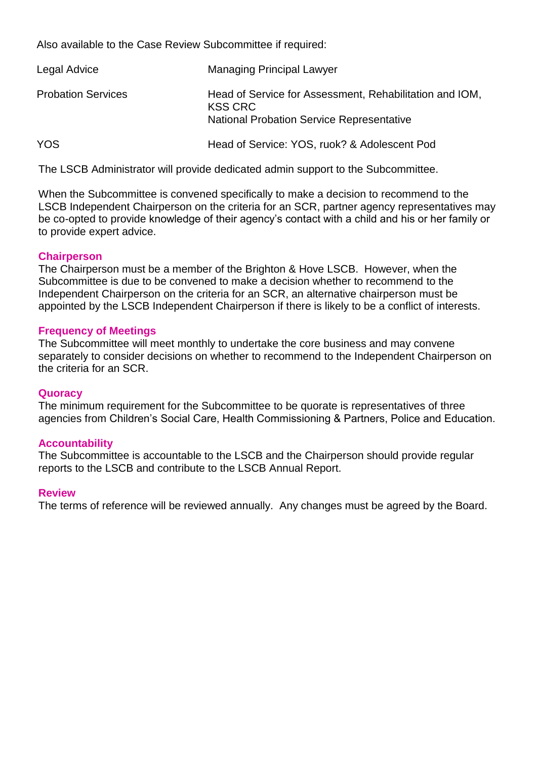Also available to the Case Review Subcommittee if required:

| | |
|---|---|
| Legal Advice | Managing Principal Lawyer |
| Probation Services | Head of Service for Assessment, Rehabilitation and IOM, KSS CRC<br>National Probation Service Representative |
| YOS | Head of Service: YOS, ruok? & Adolescent Pod |

The LSCB Administrator will provide dedicated admin support to the Subcommittee.

When the Subcommittee is convened specifically to make a decision to recommend to the LSCB Independent Chairperson on the criteria for an SCR, partner agency representatives may be co-opted to provide knowledge of their agency's contact with a child and his or her family or to provide expert advice.

### Chairperson

The Chairperson must be a member of the Brighton & Hove LSCB. However, when the Subcommittee is due to be convened to make a decision whether to recommend to the Independent Chairperson on the criteria for an SCR, an alternative chairperson must be appointed by the LSCB Independent Chairperson if there is likely to be a conflict of interests.

### Frequency of Meetings

The Subcommittee will meet monthly to undertake the core business and may convene separately to consider decisions on whether to recommend to the Independent Chairperson on the criteria for an SCR.

### Quoracy

The minimum requirement for the Subcommittee to be quorate is representatives of three agencies from Children's Social Care, Health Commissioning & Partners, Police and Education.

### Accountability

The Subcommittee is accountable to the LSCB and the Chairperson should provide regular reports to the LSCB and contribute to the LSCB Annual Report.

### Review

The terms of reference will be reviewed annually. Any changes must be agreed by the Board.